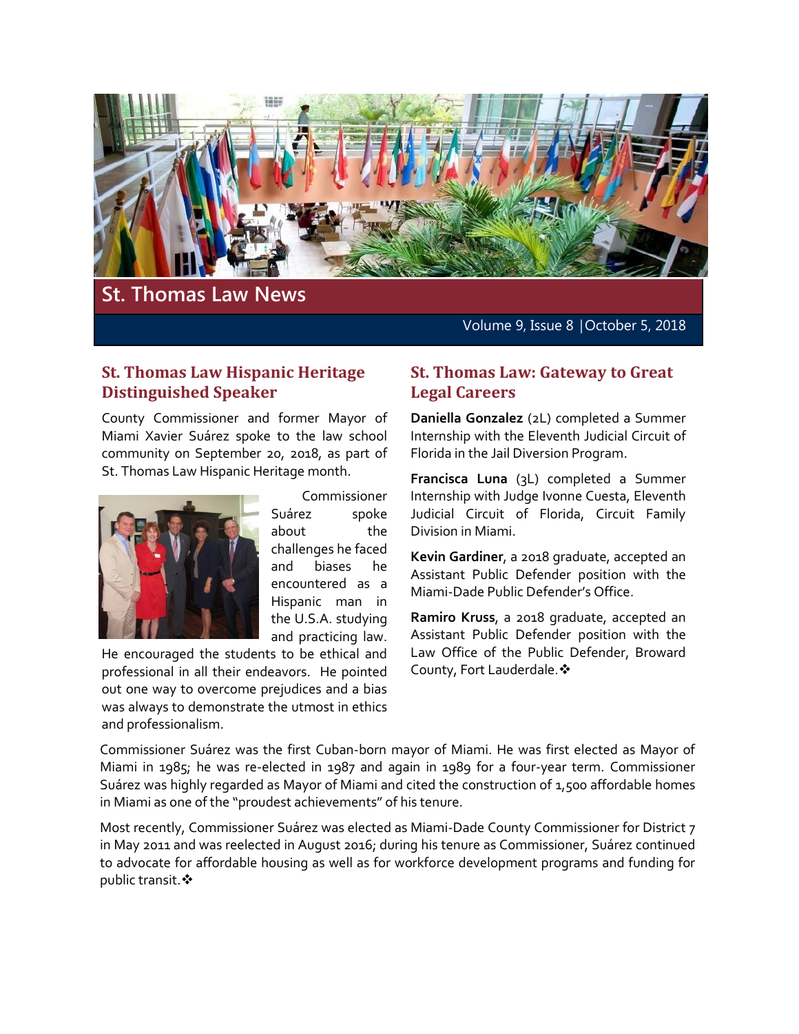# St. Thomas Law News

Volume 9, Issue 8 | October 5, 2018

## St. Thomas Law Hispanic Heritage Distinguished Speaker

County Commissioner and former Mayor of Miami Xavier Suárez spoke to the law school community on September 20, 2018, as part of St. Thomas Law Hispanic Heritage month.

Commissioner Suárez spoke about the challenges he faced and biases he encountered as a Hispanic man in the U.S.A. studying and practicing law. He encouraged the students to be ethical and professional in all their endeavors. He pointed out one way to overcome prejudices and a bias was always to demonstrate the utmost in ethics and professionalism.

Commissioner Suárez was the first Cuban-born mayor of Miami. He was first elected as Mayor of Miami in 1985; he was re-elected in 1987 and again in 1989 for a four-year term. Commissioner Suárez was highly regarded as Mayor of Miami and cited the construction of 1,500 affordable homes in Miami as one of the "proudest achievements" of his tenure.

Most recently, Commissioner Suárez was elected as Miami-Dade County Commissioner for District 7 in May 2011 and was reelected in August 2016; during his tenure as Commissioner, Suárez continued to advocate for affordable housing as well as for workforce development programs and funding for public transit.❖

## St. Thomas Law: Gateway to Great Legal Careers

**Daniella Gonzalez** (2L) completed a Summer Internship with the Eleventh Judicial Circuit of Florida in the Jail Diversion Program.

**Francisca Luna** (3L) completed a Summer Internship with Judge Ivonne Cuesta, Eleventh Judicial Circuit of Florida, Circuit Family Division in Miami.

**Kevin Gardiner**, a 2018 graduate, accepted an Assistant Public Defender position with the Miami-Dade Public Defender's Office.

**Ramiro Kruss**, a 2018 graduate, accepted an Assistant Public Defender position with the Law Office of the Public Defender, Broward County, Fort Lauderdale.❖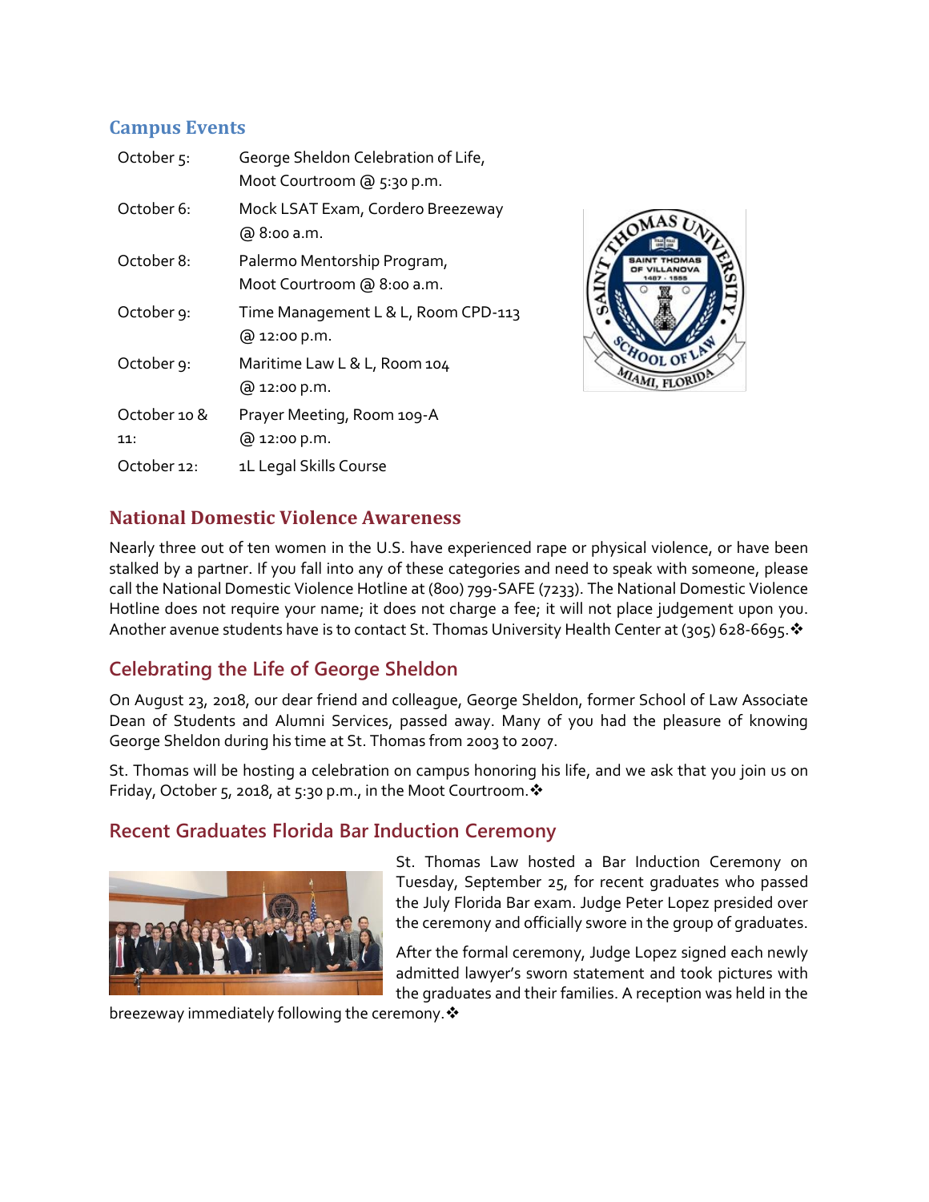## Campus Events

| | |
|---|---|
| October 5: | George Sheldon Celebration of Life, Moot Courtroom @ 5:30 p.m. |
| October 6: | Mock LSAT Exam, Cordero Breezeway @ 8:00 a.m. |
| October 8: | Palermo Mentorship Program, Moot Courtroom @ 8:00 a.m. |
| October 9: | Time Management L & L, Room CPD-113 @ 12:00 p.m. |
| October 9: | Maritime Law L & L, Room 104 @ 12:00 p.m. |
| October 10 & 11: | Prayer Meeting, Room 109-A @ 12:00 p.m. |
| October 12: | 1L Legal Skills Course |

## National Domestic Violence Awareness

Nearly three out of ten women in the U.S. have experienced rape or physical violence, or have been stalked by a partner. If you fall into any of these categories and need to speak with someone, please call the National Domestic Violence Hotline at (800) 799-SAFE (7233). The National Domestic Violence Hotline does not require your name; it does not charge a fee; it will not place judgement upon you. Another avenue students have is to contact St. Thomas University Health Center at (305) 628-6695.❖

## Celebrating the Life of George Sheldon

On August 23, 2018, our dear friend and colleague, George Sheldon, former School of Law Associate Dean of Students and Alumni Services, passed away. Many of you had the pleasure of knowing George Sheldon during his time at St. Thomas from 2003 to 2007.

St. Thomas will be hosting a celebration on campus honoring his life, and we ask that you join us on Friday, October 5, 2018, at 5:30 p.m., in the Moot Courtroom.❖

## Recent Graduates Florida Bar Induction Ceremony

St. Thomas Law hosted a Bar Induction Ceremony on Tuesday, September 25, for recent graduates who passed the July Florida Bar exam. Judge Peter Lopez presided over the ceremony and officially swore in the group of graduates.

After the formal ceremony, Judge Lopez signed each newly admitted lawyer's sworn statement and took pictures with the graduates and their families. A reception was held in the breezeway immediately following the ceremony.❖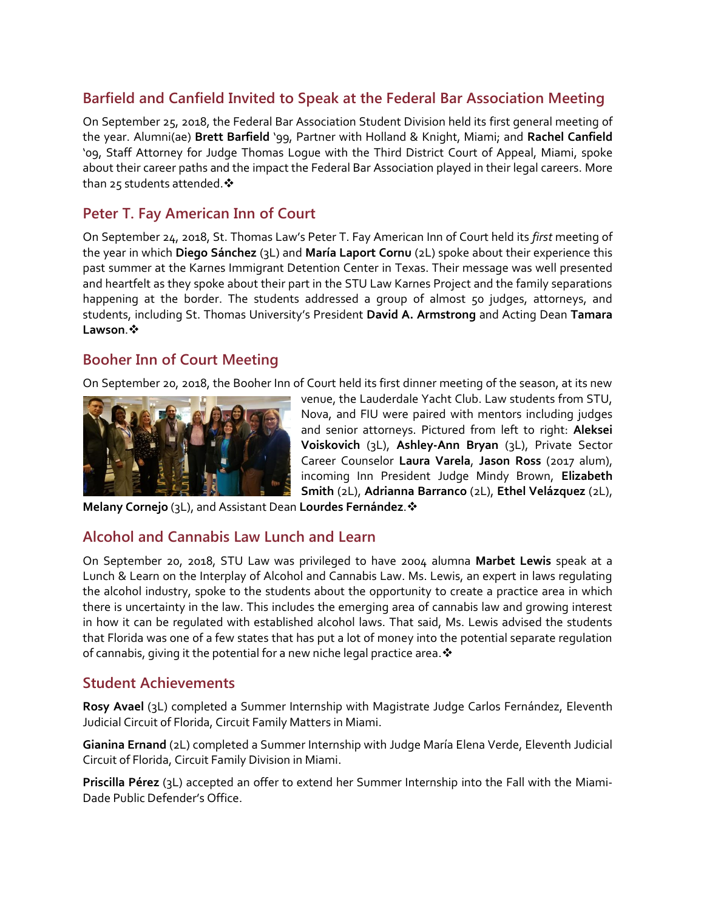## Barfield and Canfield Invited to Speak at the Federal Bar Association Meeting

On September 25, 2018, the Federal Bar Association Student Division held its first general meeting of the year. Alumni(ae) **Brett Barfield** '99, Partner with Holland & Knight, Miami; and **Rachel Canfield** '09, Staff Attorney for Judge Thomas Logue with the Third District Court of Appeal, Miami, spoke about their career paths and the impact the Federal Bar Association played in their legal careers. More than 25 students attended.❖

## Peter T. Fay American Inn of Court

On September 24, 2018, St. Thomas Law's Peter T. Fay American Inn of Court held its *first* meeting of the year in which **Diego Sánchez** (3L) and **María Laport Cornu** (2L) spoke about their experience this past summer at the Karnes Immigrant Detention Center in Texas. Their message was well presented and heartfelt as they spoke about their part in the STU Law Karnes Project and the family separations happening at the border. The students addressed a group of almost 50 judges, attorneys, and students, including St. Thomas University's President **David A. Armstrong** and Acting Dean **Tamara Lawson**.❖

## Booher Inn of Court Meeting

On September 20, 2018, the Booher Inn of Court held its first dinner meeting of the season, at its new venue, the Lauderdale Yacht Club. Law students from STU, Nova, and FIU were paired with mentors including judges and senior attorneys. Pictured from left to right: **Aleksei Voiskovich** (3L), **Ashley-Ann Bryan** (3L), Private Sector Career Counselor **Laura Varela**, **Jason Ross** (2017 alum), incoming Inn President Judge Mindy Brown, **Elizabeth Smith** (2L), **Adrianna Barranco** (2L), **Ethel Velázquez** (2L), **Melany Cornejo** (3L), and Assistant Dean **Lourdes Fernández**.❖

## Alcohol and Cannabis Law Lunch and Learn

On September 20, 2018, STU Law was privileged to have 2004 alumna **Marbet Lewis** speak at a Lunch & Learn on the Interplay of Alcohol and Cannabis Law. Ms. Lewis, an expert in laws regulating the alcohol industry, spoke to the students about the opportunity to create a practice area in which there is uncertainty in the law. This includes the emerging area of cannabis law and growing interest in how it can be regulated with established alcohol laws. That said, Ms. Lewis advised the students that Florida was one of a few states that has put a lot of money into the potential separate regulation of cannabis, giving it the potential for a new niche legal practice area.❖

## Student Achievements

**Rosy Avael** (3L) completed a Summer Internship with Magistrate Judge Carlos Fernández, Eleventh Judicial Circuit of Florida, Circuit Family Matters in Miami.

**Gianina Ernand** (2L) completed a Summer Internship with Judge María Elena Verde, Eleventh Judicial Circuit of Florida, Circuit Family Division in Miami.

**Priscilla Pérez** (3L) accepted an offer to extend her Summer Internship into the Fall with the Miami-Dade Public Defender's Office.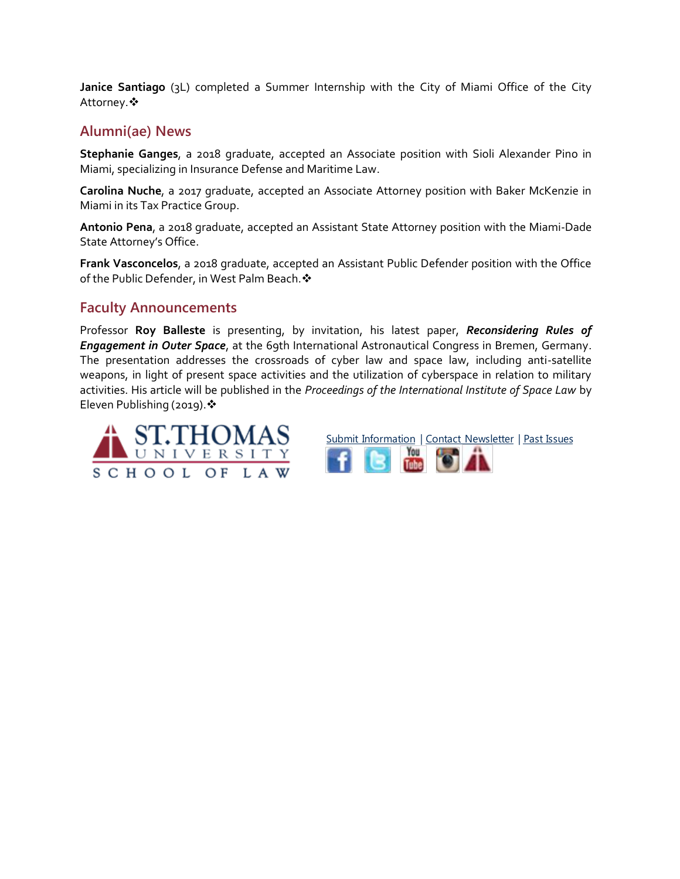**Janice Santiago** (3L) completed a Summer Internship with the City of Miami Office of the City Attorney.❖

## Alumni(ae) News

**Stephanie Ganges**, a 2018 graduate, accepted an Associate position with Sioli Alexander Pino in Miami, specializing in Insurance Defense and Maritime Law.

**Carolina Nuche**, a 2017 graduate, accepted an Associate Attorney position with Baker McKenzie in Miami in its Tax Practice Group.

**Antonio Pena**, a 2018 graduate, accepted an Assistant State Attorney position with the Miami-Dade State Attorney's Office.

**Frank Vasconcelos**, a 2018 graduate, accepted an Assistant Public Defender position with the Office of the Public Defender, in West Palm Beach.❖

## Faculty Announcements

Professor **Roy Balleste** is presenting, by invitation, his latest paper, ***Reconsidering Rules of Engagement in Outer Space***, at the 69th International Astronautical Congress in Bremen, Germany. The presentation addresses the crossroads of cyber law and space law, including anti-satellite weapons, in light of present space activities and the utilization of cyberspace in relation to military activities. His article will be published in the *Proceedings of the International Institute of Space Law* by Eleven Publishing (2019).❖

ST.THOMAS UNIVERSITY SCHOOL OF LAW

Submit Information | Contact Newsletter | Past Issues